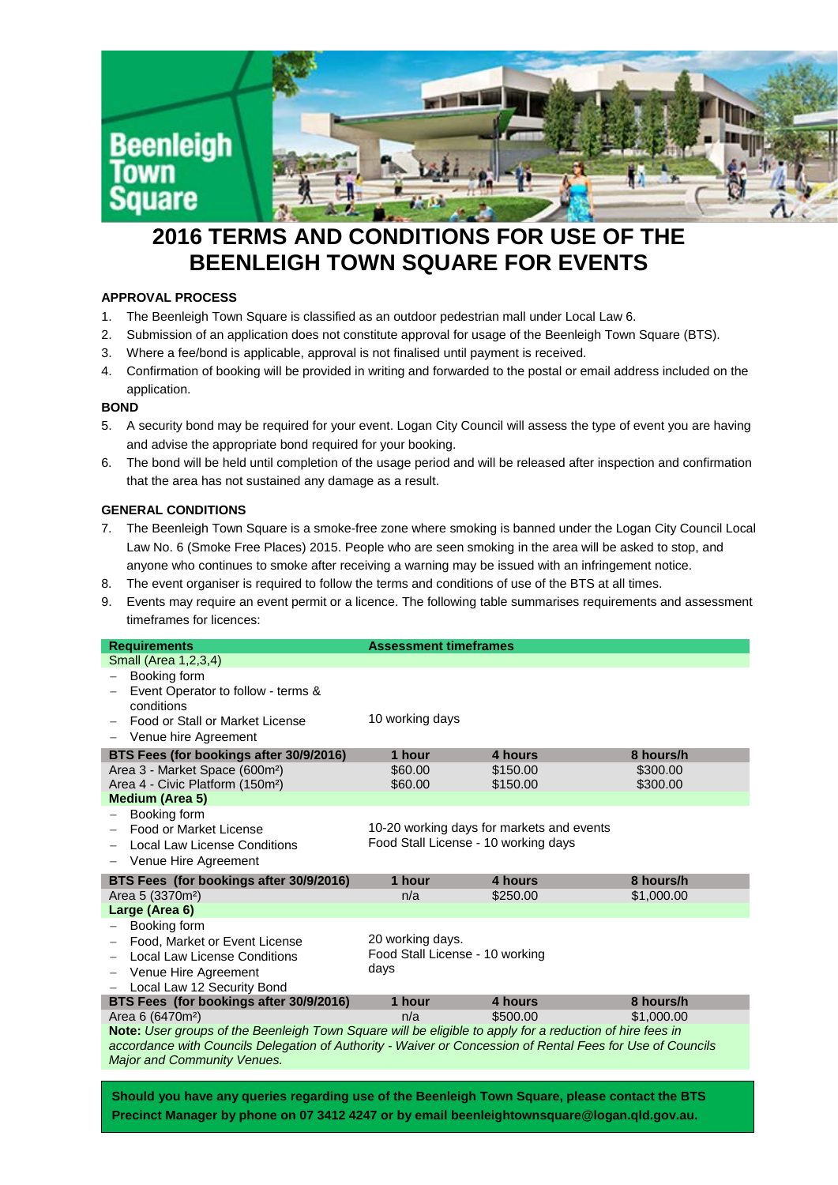Beenleigh Town Square

# 2016 TERMS AND CONDITIONS FOR USE OF THE BEENLEIGH TOWN SQUARE FOR EVENTS

### APPROVAL PROCESS

1. The Beenleigh Town Square is classified as an outdoor pedestrian mall under Local Law 6.
2. Submission of an application does not constitute approval for usage of the Beenleigh Town Square (BTS).
3. Where a fee/bond is applicable, approval is not finalised until payment is received.
4. Confirmation of booking will be provided in writing and forwarded to the postal or email address included on the application.

### BOND

5. A security bond may be required for your event. Logan City Council will assess the type of event you are having and advise the appropriate bond required for your booking.
6. The bond will be held until completion of the usage period and will be released after inspection and confirmation that the area has not sustained any damage as a result.

### GENERAL CONDITIONS

7. The Beenleigh Town Square is a smoke-free zone where smoking is banned under the Logan City Council Local Law No. 6 (Smoke Free Places) 2015. People who are seen smoking in the area will be asked to stop, and anyone who continues to smoke after receiving a warning may be issued with an infringement notice.
8. The event organiser is required to follow the terms and conditions of use of the BTS at all times.
9. Events may require an event permit or a licence. The following table summarises requirements and assessment timeframes for licences:

| **Requirements** | **Assessment timeframes** | | |
|---|---|---|---|
| Small (Area 1,2,3,4) | | | |
| – Booking form<br>– Event Operator to follow - terms & conditions<br>– Food or Stall or Market License<br>– Venue hire Agreement | 10 working days | | |
| **BTS Fees (for bookings after 30/9/2016)** | **1 hour** | **4 hours** | **8 hours/h** |
| Area 3 - Market Space (600m²) | $60.00 | $150.00 | $300.00 |
| Area 4 - Civic Platform (150m²) | $60.00 | $150.00 | $300.00 |
| **Medium (Area 5)** | | | |
| – Booking form<br>– Food or Market License<br>– Local Law License Conditions<br>– Venue Hire Agreement | 10-20 working days for markets and events<br>Food Stall License - 10 working days | | |
| **BTS Fees (for bookings after 30/9/2016)** | **1 hour** | **4 hours** | **8 hours/h** |
| Area 5 (3370m²) | n/a | $250.00 | $1,000.00 |
| **Large (Area 6)** | | | |
| – Booking form<br>– Food, Market or Event License<br>– Local Law License Conditions<br>– Venue Hire Agreement<br>– Local Law 12 Security Bond | 20 working days.<br>Food Stall License - 10 working days | | |
| **BTS Fees (for bookings after 30/9/2016)** | **1 hour** | **4 hours** | **8 hours/h** |
| Area 6 (6470m²) | n/a | $500.00 | $1,000.00 |

**Note:** *User groups of the Beenleigh Town Square will be eligible to apply for a reduction of hire fees in accordance with Councils Delegation of Authority - Waiver or Concession of Rental Fees for Use of Councils Major and Community Venues.*

**Should you have any queries regarding use of the Beenleigh Town Square, please contact the BTS Precinct Manager by phone on 07 3412 4247 or by email beenleightownsquare@logan.qld.gov.au.**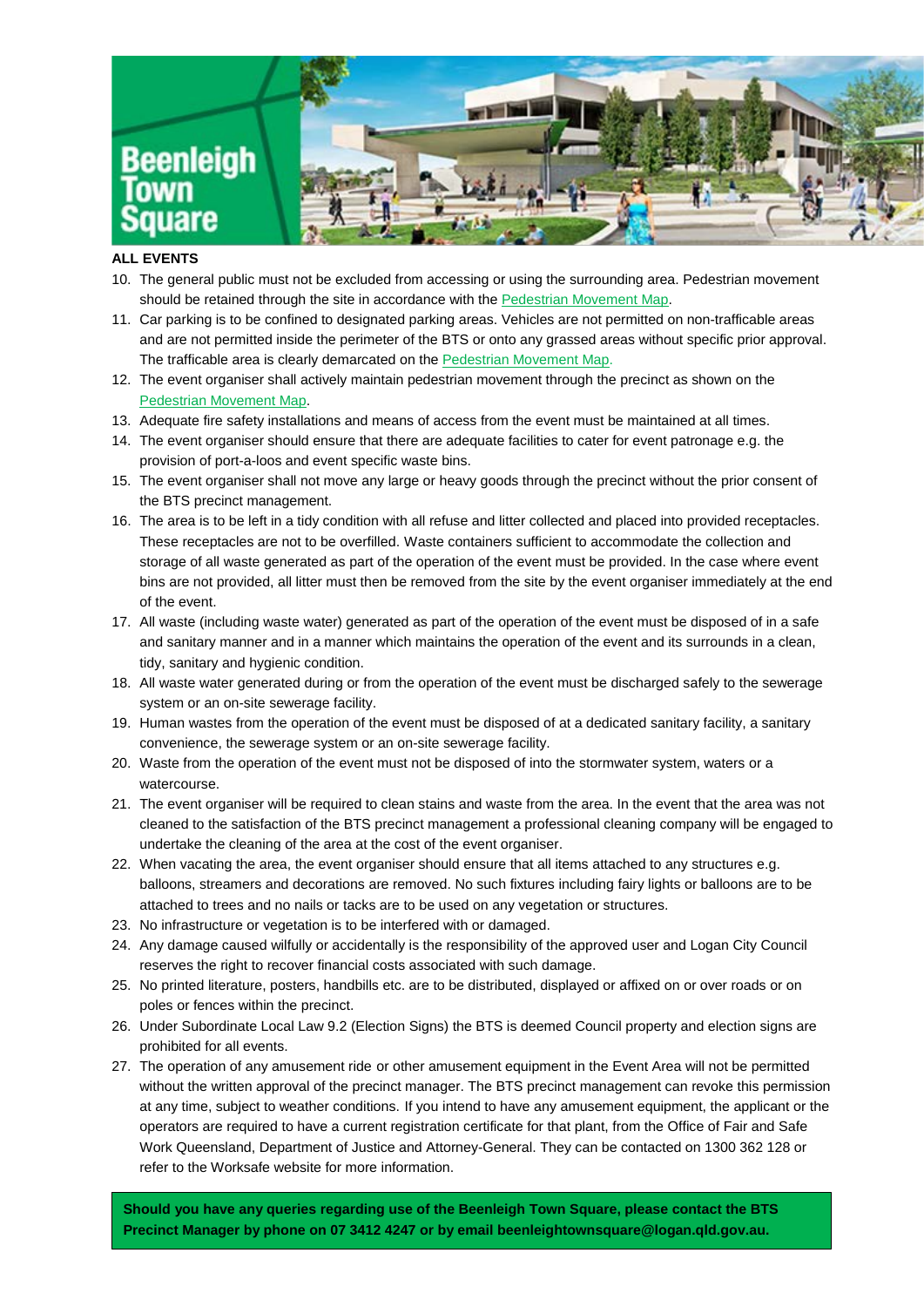**ALL EVENTS**

10. The general public must not be excluded from accessing or using the surrounding area. Pedestrian movement should be retained through the site in accordance with the Pedestrian Movement Map.
11. Car parking is to be confined to designated parking areas. Vehicles are not permitted on non-trafficable areas and are not permitted inside the perimeter of the BTS or onto any grassed areas without specific prior approval. The trafficable area is clearly demarcated on the Pedestrian Movement Map.
12. The event organiser shall actively maintain pedestrian movement through the precinct as shown on the Pedestrian Movement Map.
13. Adequate fire safety installations and means of access from the event must be maintained at all times.
14. The event organiser should ensure that there are adequate facilities to cater for event patronage e.g. the provision of port-a-loos and event specific waste bins.
15. The event organiser shall not move any large or heavy goods through the precinct without the prior consent of the BTS precinct management.
16. The area is to be left in a tidy condition with all refuse and litter collected and placed into provided receptacles. These receptacles are not to be overfilled. Waste containers sufficient to accommodate the collection and storage of all waste generated as part of the operation of the event must be provided. In the case where event bins are not provided, all litter must then be removed from the site by the event organiser immediately at the end of the event.
17. All waste (including waste water) generated as part of the operation of the event must be disposed of in a safe and sanitary manner and in a manner which maintains the operation of the event and its surrounds in a clean, tidy, sanitary and hygienic condition.
18. All waste water generated during or from the operation of the event must be discharged safely to the sewerage system or an on-site sewerage facility.
19. Human wastes from the operation of the event must be disposed of at a dedicated sanitary facility, a sanitary convenience, the sewerage system or an on-site sewerage facility.
20. Waste from the operation of the event must not be disposed of into the stormwater system, waters or a watercourse.
21. The event organiser will be required to clean stains and waste from the area. In the event that the area was not cleaned to the satisfaction of the BTS precinct management a professional cleaning company will be engaged to undertake the cleaning of the area at the cost of the event organiser.
22. When vacating the area, the event organiser should ensure that all items attached to any structures e.g. balloons, streamers and decorations are removed. No such fixtures including fairy lights or balloons are to be attached to trees and no nails or tacks are to be used on any vegetation or structures.
23. No infrastructure or vegetation is to be interfered with or damaged.
24. Any damage caused wilfully or accidentally is the responsibility of the approved user and Logan City Council reserves the right to recover financial costs associated with such damage.
25. No printed literature, posters, handbills etc. are to be distributed, displayed or affixed on or over roads or on poles or fences within the precinct.
26. Under Subordinate Local Law 9.2 (Election Signs) the BTS is deemed Council property and election signs are prohibited for all events.
27. The operation of any amusement ride or other amusement equipment in the Event Area will not be permitted without the written approval of the precinct manager. The BTS precinct management can revoke this permission at any time, subject to weather conditions. If you intend to have any amusement equipment, the applicant or the operators are required to have a current registration certificate for that plant, from the Office of Fair and Safe Work Queensland, Department of Justice and Attorney-General. They can be contacted on 1300 362 128 or refer to the Worksafe website for more information.

**Should you have any queries regarding use of the Beenleigh Town Square, please contact the BTS Precinct Manager by phone on 07 3412 4247 or by email beenleightownsquare@logan.qld.gov.au.**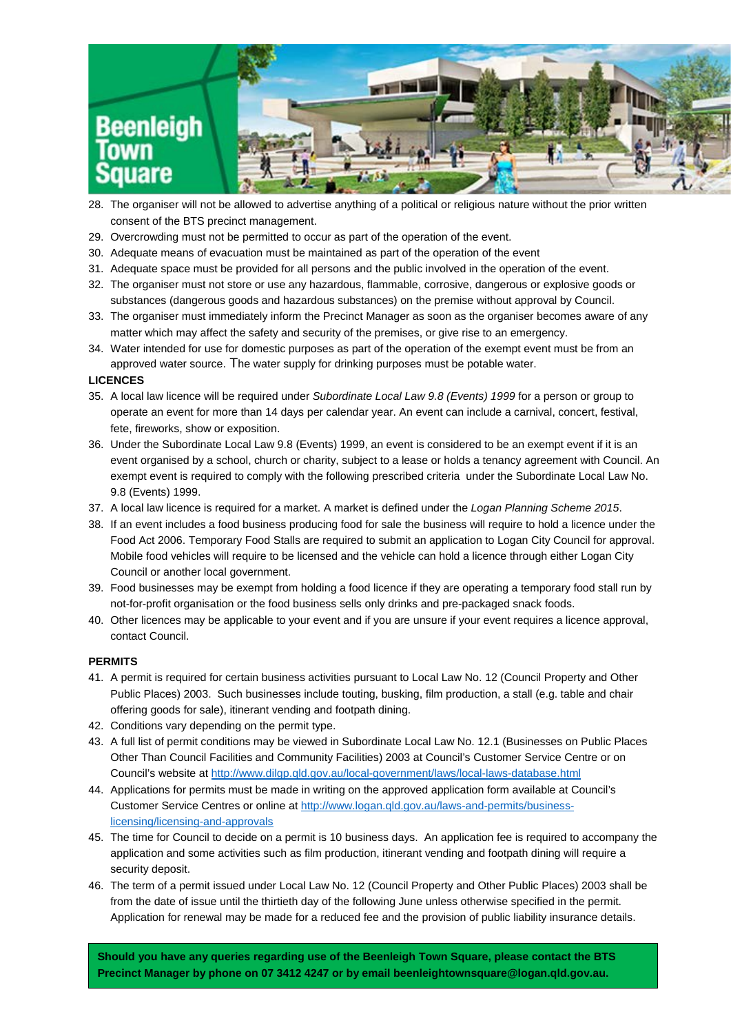28. The organiser will not be allowed to advertise anything of a political or religious nature without the prior written consent of the BTS precinct management.
29. Overcrowding must not be permitted to occur as part of the operation of the event.
30. Adequate means of evacuation must be maintained as part of the operation of the event
31. Adequate space must be provided for all persons and the public involved in the operation of the event.
32. The organiser must not store or use any hazardous, flammable, corrosive, dangerous or explosive goods or substances (dangerous goods and hazardous substances) on the premise without approval by Council.
33. The organiser must immediately inform the Precinct Manager as soon as the organiser becomes aware of any matter which may affect the safety and security of the premises, or give rise to an emergency.
34. Water intended for use for domestic purposes as part of the operation of the exempt event must be from an approved water source. The water supply for drinking purposes must be potable water.

**LICENCES**

35. A local law licence will be required under *Subordinate Local Law 9.8 (Events) 1999* for a person or group to operate an event for more than 14 days per calendar year. An event can include a carnival, concert, festival, fete, fireworks, show or exposition.
36. Under the Subordinate Local Law 9.8 (Events) 1999, an event is considered to be an exempt event if it is an event organised by a school, church or charity, subject to a lease or holds a tenancy agreement with Council. An exempt event is required to comply with the following prescribed criteria under the Subordinate Local Law No. 9.8 (Events) 1999.
37. A local law licence is required for a market. A market is defined under the *Logan Planning Scheme 2015*.
38. If an event includes a food business producing food for sale the business will require to hold a licence under the Food Act 2006. Temporary Food Stalls are required to submit an application to Logan City Council for approval. Mobile food vehicles will require to be licensed and the vehicle can hold a licence through either Logan City Council or another local government.
39. Food businesses may be exempt from holding a food licence if they are operating a temporary food stall run by not-for-profit organisation or the food business sells only drinks and pre-packaged snack foods.
40. Other licences may be applicable to your event and if you are unsure if your event requires a licence approval, contact Council.

**PERMITS**

41. A permit is required for certain business activities pursuant to Local Law No. 12 (Council Property and Other Public Places) 2003. Such businesses include touting, busking, film production, a stall (e.g. table and chair offering goods for sale), itinerant vending and footpath dining.
42. Conditions vary depending on the permit type.
43. A full list of permit conditions may be viewed in Subordinate Local Law No. 12.1 (Businesses on Public Places Other Than Council Facilities and Community Facilities) 2003 at Council's Customer Service Centre or on Council's website at [http://www.dilgp.qld.gov.au/local-government/laws/local-laws-database.html](http://www.dilgp.qld.gov.au/local-government/laws/local-laws-database.html)
44. Applications for permits must be made in writing on the approved application form available at Council's Customer Service Centres or online at [http://www.logan.qld.gov.au/laws-and-permits/business-licensing/licensing-and-approvals](http://www.logan.qld.gov.au/laws-and-permits/business-licensing/licensing-and-approvals)
45. The time for Council to decide on a permit is 10 business days. An application fee is required to accompany the application and some activities such as film production, itinerant vending and footpath dining will require a security deposit.
46. The term of a permit issued under Local Law No. 12 (Council Property and Other Public Places) 2003 shall be from the date of issue until the thirtieth day of the following June unless otherwise specified in the permit. Application for renewal may be made for a reduced fee and the provision of public liability insurance details.

**Should you have any queries regarding use of the Beenleigh Town Square, please contact the BTS Precinct Manager by phone on 07 3412 4247 or by email beenleightownsquare@logan.qld.gov.au.**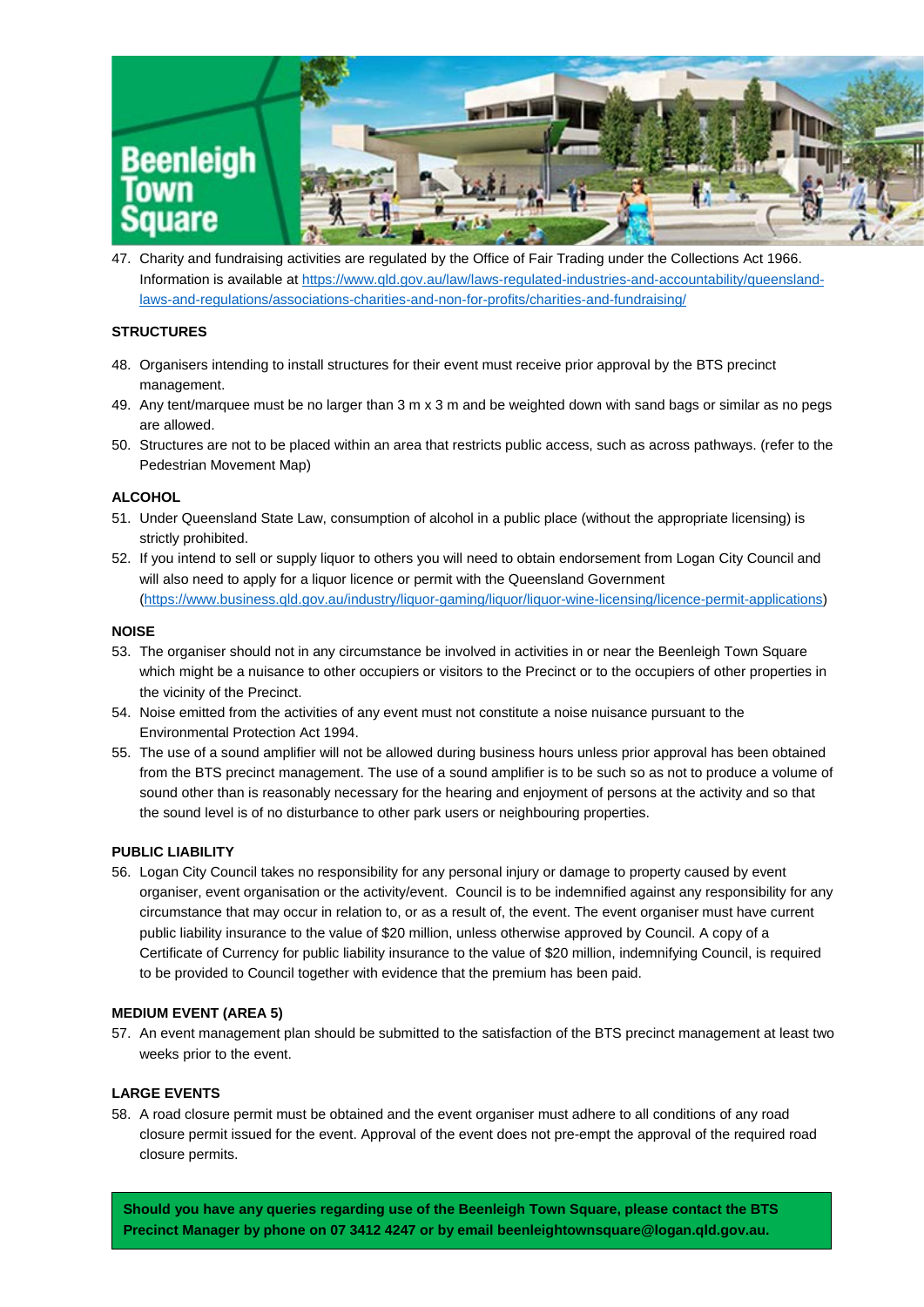47. Charity and fundraising activities are regulated by the Office of Fair Trading under the Collections Act 1966. Information is available at https://www.qld.gov.au/law/laws-regulated-industries-and-accountability/queensland-laws-and-regulations/associations-charities-and-non-for-profits/charities-and-fundraising/

**STRUCTURES**

48. Organisers intending to install structures for their event must receive prior approval by the BTS precinct management.
49. Any tent/marquee must be no larger than 3 m x 3 m and be weighted down with sand bags or similar as no pegs are allowed.
50. Structures are not to be placed within an area that restricts public access, such as across pathways. (refer to the Pedestrian Movement Map)

**ALCOHOL**

51. Under Queensland State Law, consumption of alcohol in a public place (without the appropriate licensing) is strictly prohibited.
52. If you intend to sell or supply liquor to others you will need to obtain endorsement from Logan City Council and will also need to apply for a liquor licence or permit with the Queensland Government (https://www.business.qld.gov.au/industry/liquor-gaming/liquor/liquor-wine-licensing/licence-permit-applications)

**NOISE**

53. The organiser should not in any circumstance be involved in activities in or near the Beenleigh Town Square which might be a nuisance to other occupiers or visitors to the Precinct or to the occupiers of other properties in the vicinity of the Precinct.
54. Noise emitted from the activities of any event must not constitute a noise nuisance pursuant to the Environmental Protection Act 1994.
55. The use of a sound amplifier will not be allowed during business hours unless prior approval has been obtained from the BTS precinct management. The use of a sound amplifier is to be such so as not to produce a volume of sound other than is reasonably necessary for the hearing and enjoyment of persons at the activity and so that the sound level is of no disturbance to other park users or neighbouring properties.

**PUBLIC LIABILITY**

56. Logan City Council takes no responsibility for any personal injury or damage to property caused by event organiser, event organisation or the activity/event. Council is to be indemnified against any responsibility for any circumstance that may occur in relation to, or as a result of, the event. The event organiser must have current public liability insurance to the value of $20 million, unless otherwise approved by Council. A copy of a Certificate of Currency for public liability insurance to the value of $20 million, indemnifying Council, is required to be provided to Council together with evidence that the premium has been paid.

**MEDIUM EVENT (AREA 5)**

57. An event management plan should be submitted to the satisfaction of the BTS precinct management at least two weeks prior to the event.

**LARGE EVENTS**

58. A road closure permit must be obtained and the event organiser must adhere to all conditions of any road closure permit issued for the event. Approval of the event does not pre-empt the approval of the required road closure permits.

**Should you have any queries regarding use of the Beenleigh Town Square, please contact the BTS Precinct Manager by phone on 07 3412 4247 or by email beenleightownsquare@logan.qld.gov.au.**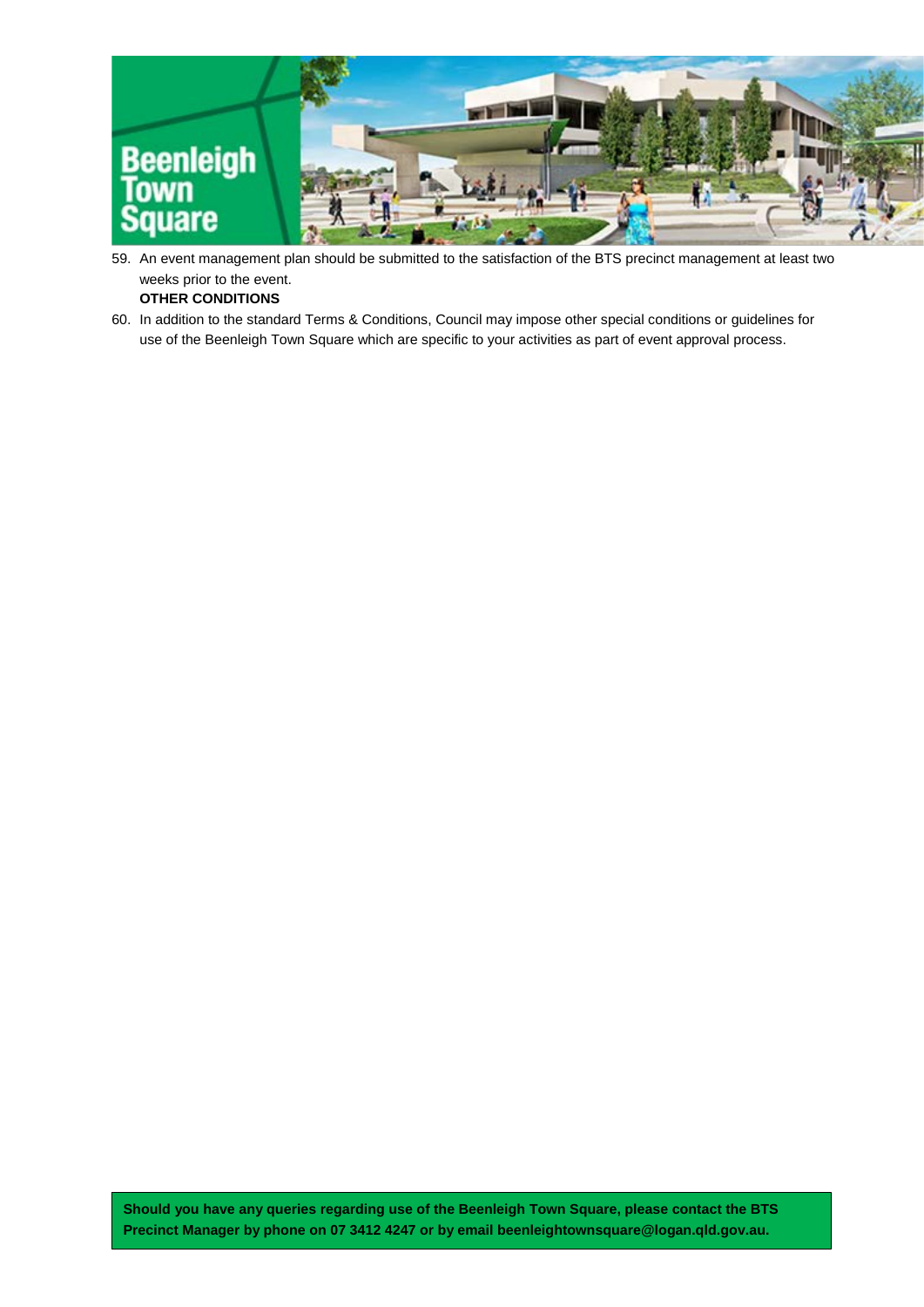59. An event management plan should be submitted to the satisfaction of the BTS precinct management at least two weeks prior to the event.

**OTHER CONDITIONS**

60. In addition to the standard Terms & Conditions, Council may impose other special conditions or guidelines for use of the Beenleigh Town Square which are specific to your activities as part of event approval process.

**Should you have any queries regarding use of the Beenleigh Town Square, please contact the BTS Precinct Manager by phone on 07 3412 4247 or by email beenleightownsquare@logan.qld.gov.au.**